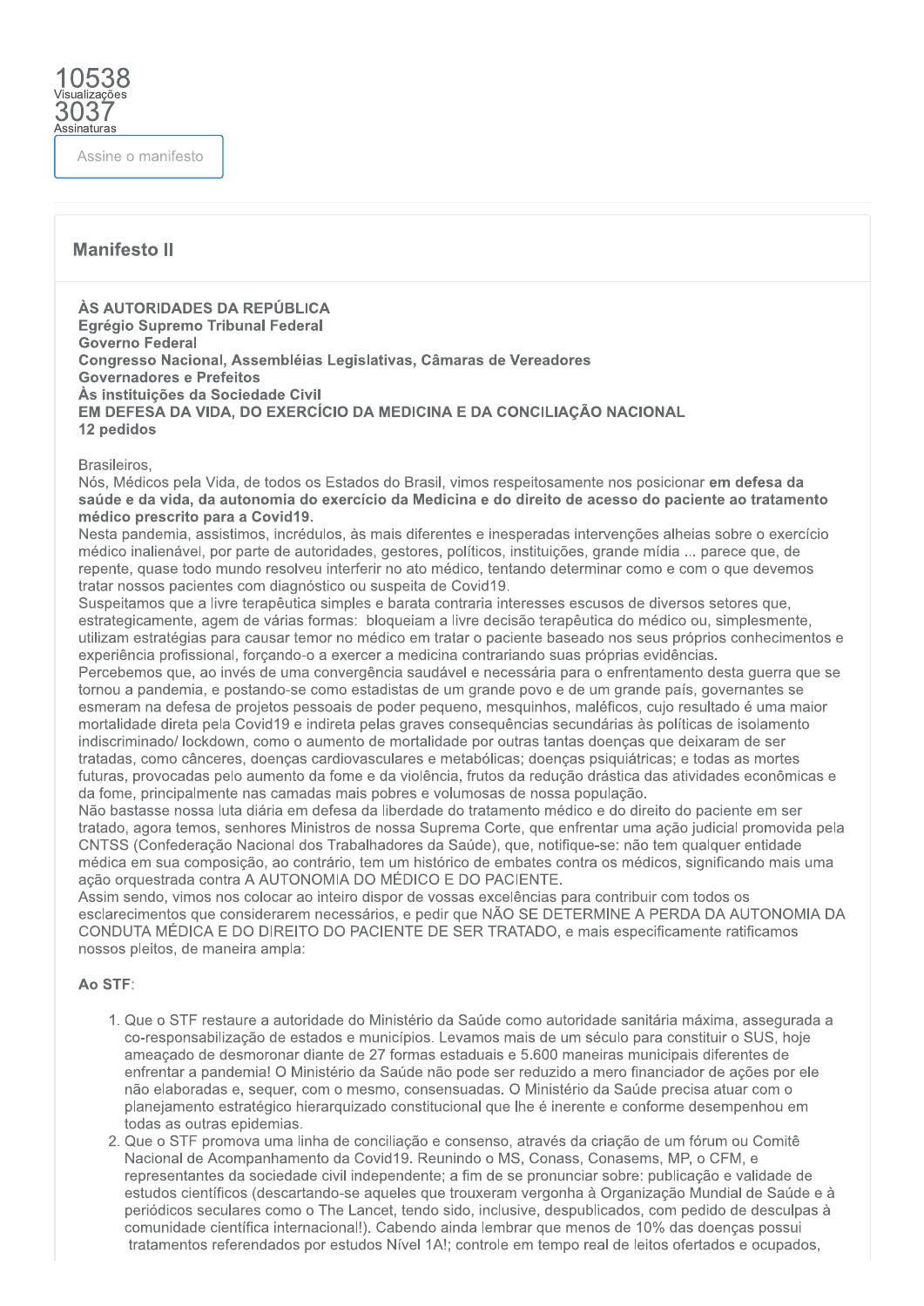10538
Visualizações
3037
Assinaturas

Assine o manifesto

## Manifesto II

**ÀS AUTORIDADES DA REPÚBLICA**
**Egrégio Supremo Tribunal Federal**
**Governo Federal**
**Congresso Nacional, Assembléias Legislativas, Câmaras de Vereadores**
**Governadores e Prefeitos**
**Às instituições da Sociedade Civil**
**EM DEFESA DA VIDA, DO EXERCÍCIO DA MEDICINA E DA CONCILIAÇÃO NACIONAL**
**12 pedidos**

Brasileiros,
Nós, Médicos pela Vida, de todos os Estados do Brasil, vimos respeitosamente nos posicionar **em defesa da saúde e da vida, da autonomia do exercício da Medicina e do direito de acesso do paciente ao tratamento médico prescrito para a Covid19**.
Nesta pandemia, assistimos, incrédulos, às mais diferentes e inesperadas intervenções alheias sobre o exercício médico inalienável, por parte de autoridades, gestores, políticos, instituições, grande mídia ... parece que, de repente, quase todo mundo resolveu interferir no ato médico, tentando determinar como e com o que devemos tratar nossos pacientes com diagnóstico ou suspeita de Covid19.
Suspeitamos que a livre terapêutica simples e barata contraria interesses escusos de diversos setores que, estrategicamente, agem de várias formas: bloqueiam a livre decisão terapêutica do médico ou, simplesmente, utilizam estratégias para causar temor no médico em tratar o paciente baseado nos seus próprios conhecimentos e experiência profissional, forçando-o a exercer a medicina contrariando suas próprias evidências.
Percebemos que, ao invés de uma convergência saudável e necessária para o enfrentamento desta guerra que se tornou a pandemia, e postando-se como estadistas de um grande povo e de um grande país, governantes se esmeram na defesa de projetos pessoais de poder pequeno, mesquinhos, maléficos, cujo resultado é uma maior mortalidade direta pela Covid19 e indireta pelas graves consequências secundárias às políticas de isolamento indiscriminado/ lockdown, como o aumento de mortalidade por outras tantas doenças que deixaram de ser tratadas, como cânceres, doenças cardiovasculares e metabólicas; doenças psiquiátricas; e todas as mortes futuras, provocadas pelo aumento da fome e da violência, frutos da redução drástica das atividades econômicas e da fome, principalmente nas camadas mais pobres e volumosas de nossa população.
Não bastasse nossa luta diária em defesa da liberdade do tratamento médico e do direito do paciente em ser tratado, agora temos, senhores Ministros de nossa Suprema Corte, que enfrentar uma ação judicial promovida pela CNTSS (Confederação Nacional dos Trabalhadores da Saúde), que, notifique-se: não tem qualquer entidade médica em sua composição, ao contrário, tem um histórico de embates contra os médicos, significando mais uma ação orquestrada contra A AUTONOMIA DO MÉDICO E DO PACIENTE.
Assim sendo, vimos nos colocar ao inteiro dispor de vossas excelências para contribuir com todos os esclarecimentos que considerarem necessários, e pedir que NÃO SE DETERMINE A PERDA DA AUTONOMIA DA CONDUTA MÉDICA E DO DIREITO DO PACIENTE DE SER TRATADO, e mais especificamente ratificamos nossos pleitos, de maneira ampla:

**Ao STF**:

1. Que o STF restaure a autoridade do Ministério da Saúde como autoridade sanitária máxima, assegurada a co-responsabilização de estados e municípios. Levamos mais de um século para constituir o SUS, hoje ameaçado de desmoronar diante de 27 formas estaduais e 5.600 maneiras municipais diferentes de enfrentar a pandemia! O Ministério da Saúde não pode ser reduzido a mero financiador de ações por ele não elaboradas e, sequer, com o mesmo, consensuadas. O Ministério da Saúde precisa atuar com o planejamento estratégico hierarquizado constitucional que lhe é inerente e conforme desempenhou em todas as outras epidemias.
2. Que o STF promova uma linha de conciliação e consenso, através da criação de um fórum ou Comitê Nacional de Acompanhamento da Covid19. Reunindo o MS, Conass, Conasems, MP, o CFM, e representantes da sociedade civil independente; a fim de se pronunciar sobre: publicação e validade de estudos científicos (descartando-se aqueles que trouxeram vergonha à Organização Mundial de Saúde e à periódicos seculares como o The Lancet, tendo sido, inclusive, despublicados, com pedido de desculpas à comunidade científica internacional!). Cabendo ainda lembrar que menos de 10% das doenças possui tratamentos referendados por estudos Nível 1A!; controle em tempo real de leitos ofertados e ocupados,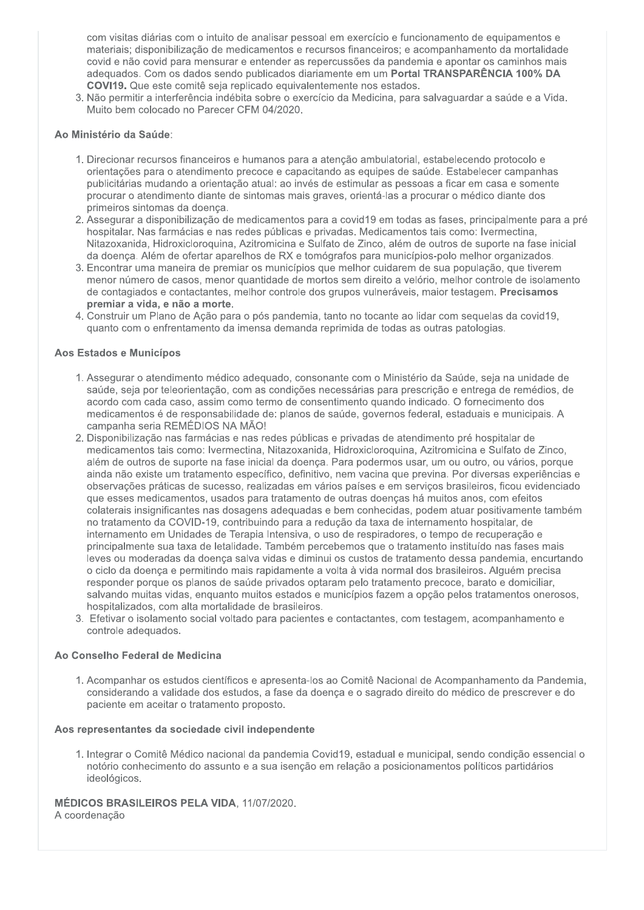com visitas diárias com o intuito de analisar pessoal em exercício e funcionamento de equipamentos e materiais; disponibilização de medicamentos e recursos financeiros; e acompanhamento da mortalidade covid e não covid para mensurar e entender as repercussões da pandemia e apontar os caminhos mais adequados. Com os dados sendo publicados diariamente em um **Portal TRANSPARÊNCIA 100% DA COVI19.** Que este comitê seja replicado equivalentemente nos estados.
3. Não permitir a interferência indébita sobre o exercício da Medicina, para salvaguardar a saúde e a Vida. Muito bem colocado no Parecer CFM 04/2020.

**Ao Ministério da Saúde**:

1. Direcionar recursos financeiros e humanos para a atenção ambulatorial, estabelecendo protocolo e orientações para o atendimento precoce e capacitando as equipes de saúde. Estabelecer campanhas publicitárias mudando a orientação atual: ao invés de estimular as pessoas a ficar em casa e somente procurar o atendimento diante de sintomas mais graves, orientá-las a procurar o médico diante dos primeiros sintomas da doença.
2. Assegurar a disponibilização de medicamentos para a covid19 em todas as fases, principalmente para a pré hospitalar. Nas farmácias e nas redes públicas e privadas. Medicamentos tais como: Ivermectina, Nitazoxanida, Hidroxicloroquina, Azitromicina e Sulfato de Zinco, além de outros de suporte na fase inicial da doença. Além de ofertar aparelhos de RX e tomógrafos para municípios-polo melhor organizados.
3. Encontrar uma maneira de premiar os municípios que melhor cuidarem de sua população, que tiverem menor número de casos, menor quantidade de mortos sem direito a velório, melhor controle de isolamento de contagiados e contactantes, melhor controle dos grupos vulneráveis, maior testagem. **Precisamos premiar a vida, e não a morte**.
4. Construir um Plano de Ação para o pós pandemia, tanto no tocante ao lidar com sequelas da covid19, quanto com o enfrentamento da imensa demanda reprimida de todas as outras patologias.

**Aos Estados e Municípos**

1. Assegurar o atendimento médico adequado, consonante com o Ministério da Saúde, seja na unidade de saúde, seja por teleorientação, com as condições necessárias para prescrição e entrega de remédios, de acordo com cada caso, assim como termo de consentimento quando indicado. O fornecimento dos medicamentos é de responsabilidade de: planos de saúde, governos federal, estaduais e municipais. A campanha seria REMÉDIOS NA MÃO!
2. Disponibilização nas farmácias e nas redes públicas e privadas de atendimento pré hospitalar de medicamentos tais como: Ivermectina, Nitazoxanida, Hidroxicloroquina, Azitromicina e Sulfato de Zinco, além de outros de suporte na fase inicial da doença. Para podermos usar, um ou outro, ou vários, porque ainda não existe um tratamento específico, definitivo, nem vacina que previna. Por diversas experiências e observações práticas de sucesso, realizadas em vários países e em serviços brasileiros, ficou evidenciado que esses medicamentos, usados para tratamento de outras doenças há muitos anos, com efeitos colaterais insignificantes nas dosagens adequadas e bem conhecidas, podem atuar positivamente também no tratamento da COVID-19, contribuindo para a redução da taxa de internamento hospitalar, de internamento em Unidades de Terapia Intensiva, o uso de respiradores, o tempo de recuperação e principalmente sua taxa de letalidade. Também percebemos que o tratamento instituído nas fases mais leves ou moderadas da doença salva vidas e diminui os custos de tratamento dessa pandemia, encurtando o ciclo da doença e permitindo mais rapidamente a volta à vida normal dos brasileiros. Alguém precisa responder porque os planos de saúde privados optaram pelo tratamento precoce, barato e domiciliar, salvando muitas vidas, enquanto muitos estados e municípios fazem a opção pelos tratamentos onerosos, hospitalizados, com alta mortalidade de brasileiros.
3. Efetivar o isolamento social voltado para pacientes e contactantes, com testagem, acompanhamento e controle adequados.

**Ao Conselho Federal de Medicina**

1. Acompanhar os estudos científicos e apresenta-los ao Comitê Nacional de Acompanhamento da Pandemia, considerando a validade dos estudos, a fase da doença e o sagrado direito do médico de prescrever e do paciente em aceitar o tratamento proposto.

**Aos representantes da sociedade civil independente**

1. Integrar o Comitê Médico nacional da pandemia Covid19, estadual e municipal, sendo condição essencial o notório conhecimento do assunto e a sua isenção em relação a posicionamentos políticos partidários ideológicos.

**MÉDICOS BRASILEIROS PELA VIDA**, 11/07/2020.
A coordenação